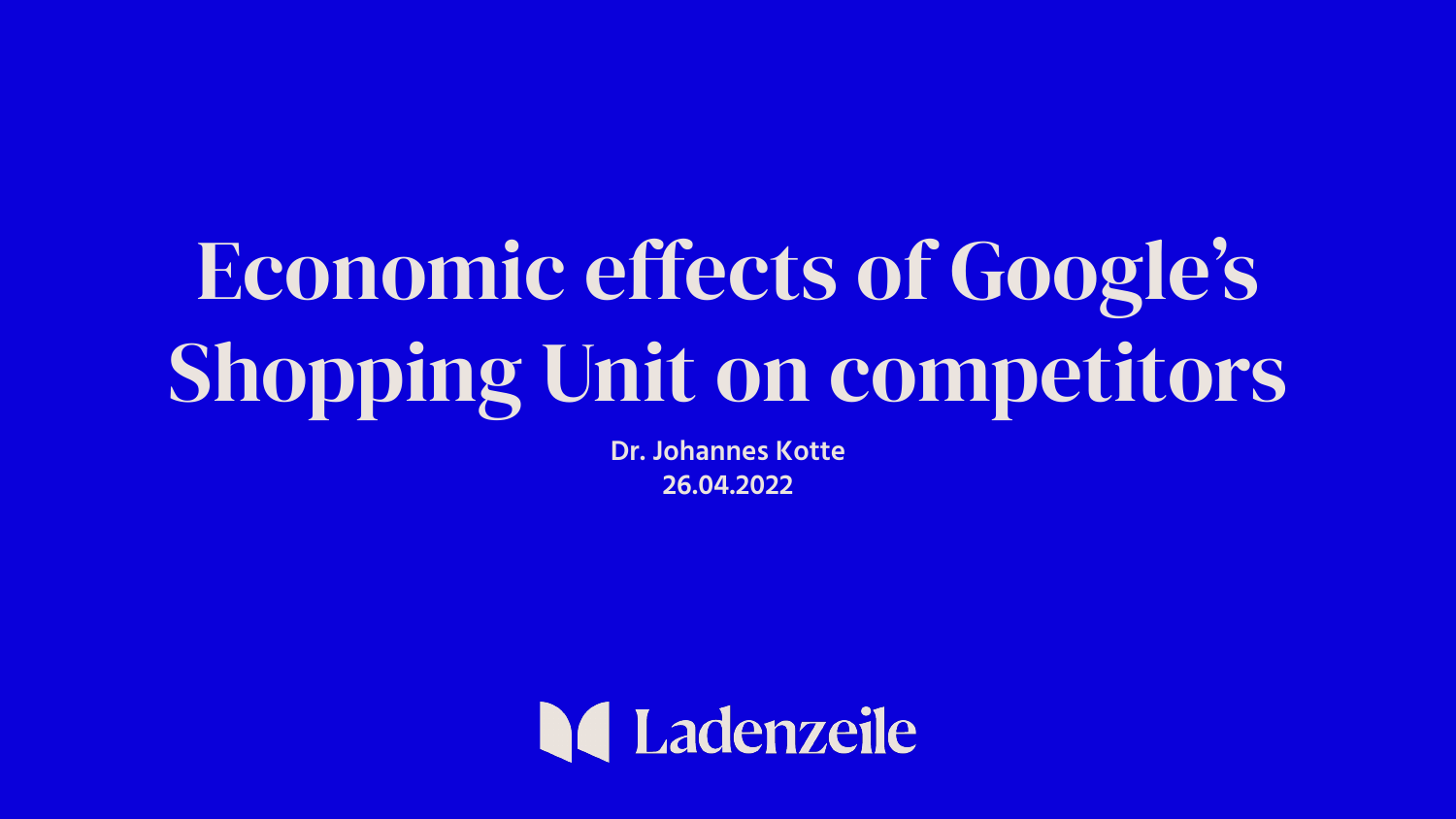# Economic effects of Google's Shopping Unit on competitors

**Dr. Johannes Kotte**
**26.04.2022**

Ladenzeile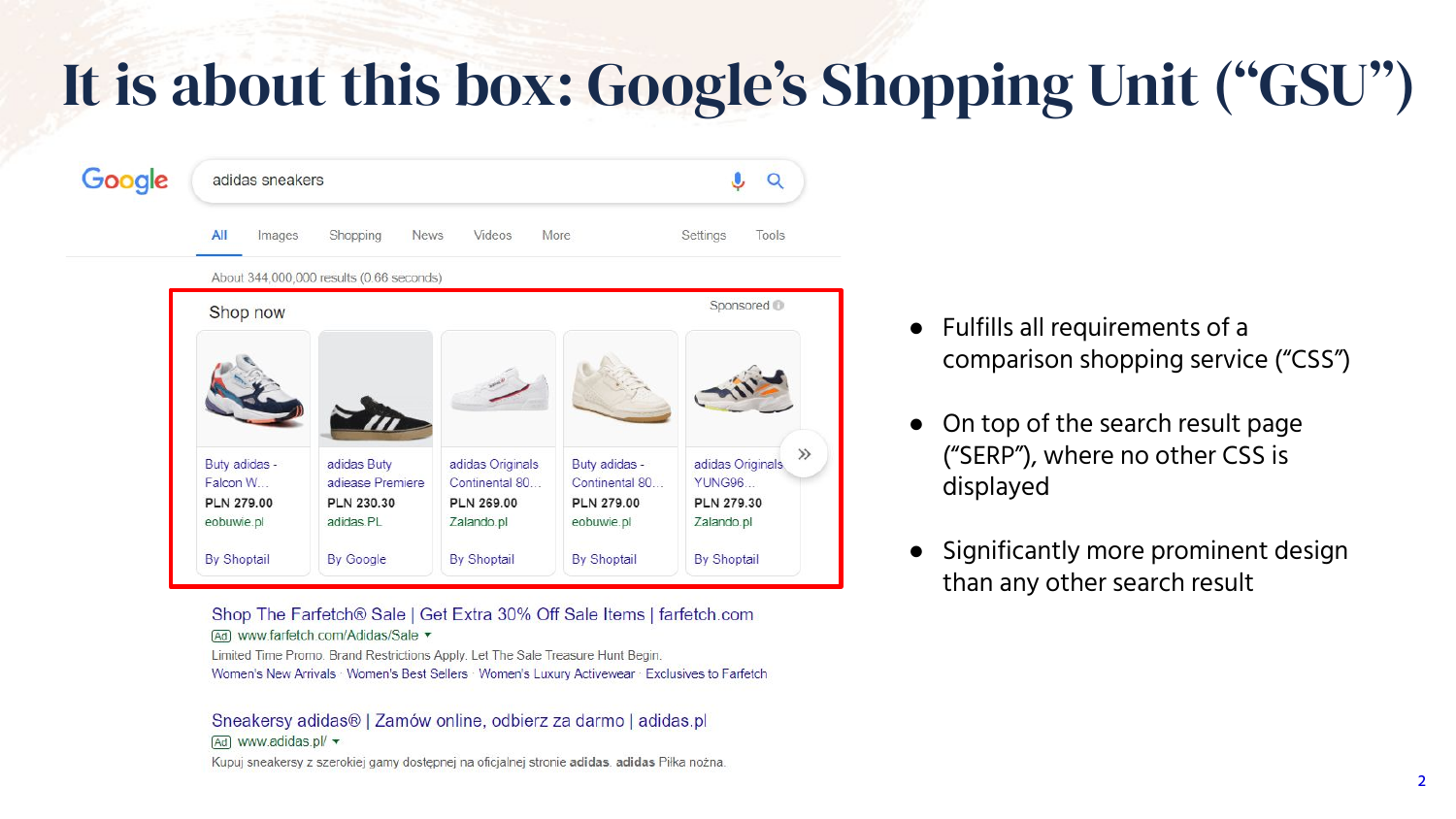# It is about this box: Google's Shopping Unit ("GSU")

Google

adidas sneakers

All Images Shopping News Videos More Settings Tools

About 344,000,000 results (0.66 seconds)

Shop now

Sponsored

| Buty adidas - Falcon W... | adidas Buty adiease Premiere | adidas Originals Continental 80... | Buty adidas - Continental 80... | adidas Originals YUNG96... |
|---|---|---|---|---|
| PLN 279.00 | PLN 230.30 | PLN 269.00 | PLN 279.00 | PLN 279.30 |
| eobuwie.pl | adidas.PL | Zalando.pl | eobuwie.pl | Zalando.pl |
| By Shoptail | By Google | By Shoptail | By Shoptail | By Shoptail |

Shop The Farfetch® Sale | Get Extra 30% Off Sale Items | farfetch.com
Ad www.farfetch.com/Adidas/Sale
Limited Time Promo. Brand Restrictions Apply. Let The Sale Treasure Hunt Begin.
Women's New Arrivals · Women's Best Sellers · Women's Luxury Activewear · Exclusives to Farfetch

Sneakersy adidas® | Zamów online, odbierz za darmo | adidas.pl
Ad www.adidas.pl/
Kupuj sneakersy z szerokiej gamy dostępnej na oficjalnej stronie **adidas**. **adidas** Piłka nożna.

- Fulfills all requirements of a comparison shopping service ("CSS")
- On top of the search result page ("SERP"), where no other CSS is displayed
- Significantly more prominent design than any other search result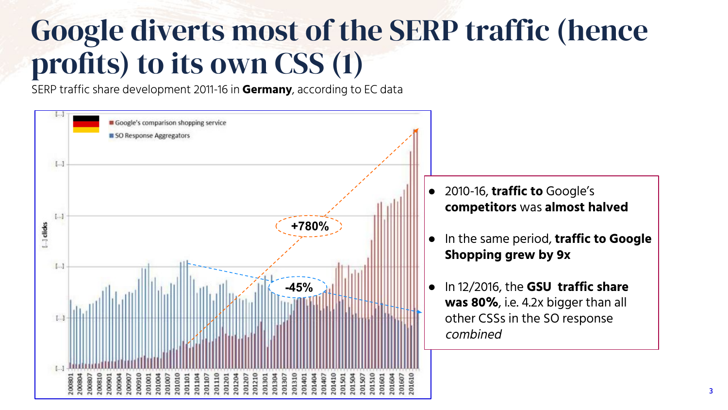# Google diverts most of the SERP traffic (hence profits) to its own CSS (1)

SERP traffic share development 2011-16 in **Germany**, according to EC data

- 2010-16, **traffic to** Google's **competitors** was **almost halved**
- In the same period, **traffic to Google Shopping grew by 9x**
- In 12/2016, the **GSU traffic share was 80%**, i.e. 4.2x bigger than all other CSSs in the SO response *combined*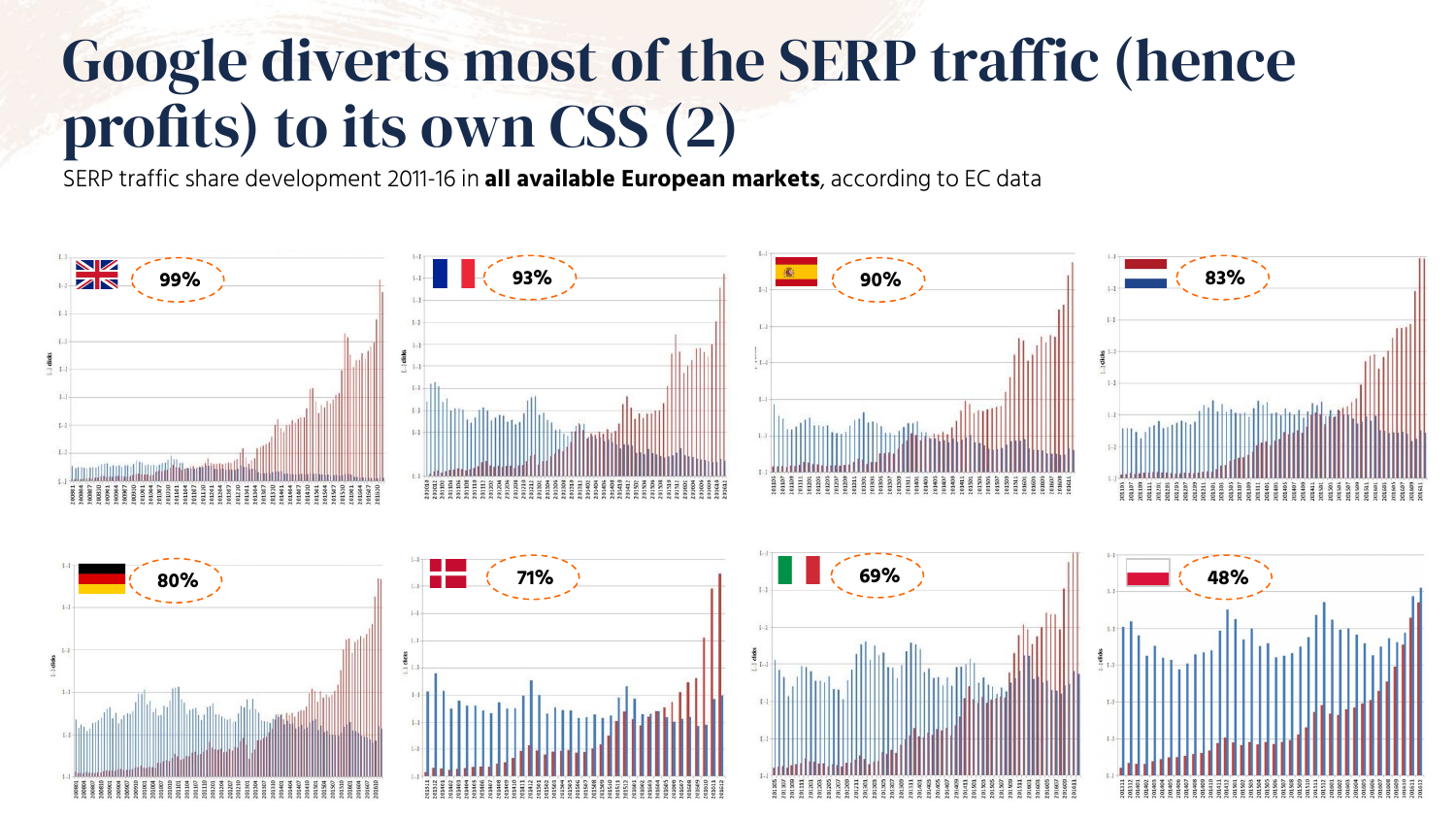# Google diverts most of the SERP traffic (hence profits) to its own CSS (2)

SERP traffic share development 2011-16 in **all available European markets**, according to EC data

99%

93%

90%

83%

80%

71%

69%

48%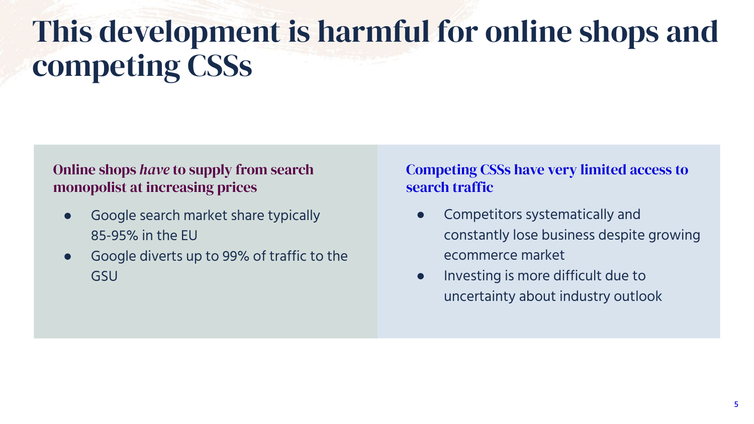# This development is harmful for online shops and competing CSSs

### Online shops *have* to supply from search monopolist at increasing prices

- Google search market share typically 85-95% in the EU
- Google diverts up to 99% of traffic to the GSU

### Competing CSSs have very limited access to search traffic

- Competitors systematically and constantly lose business despite growing ecommerce market
- Investing is more difficult due to uncertainty about industry outlook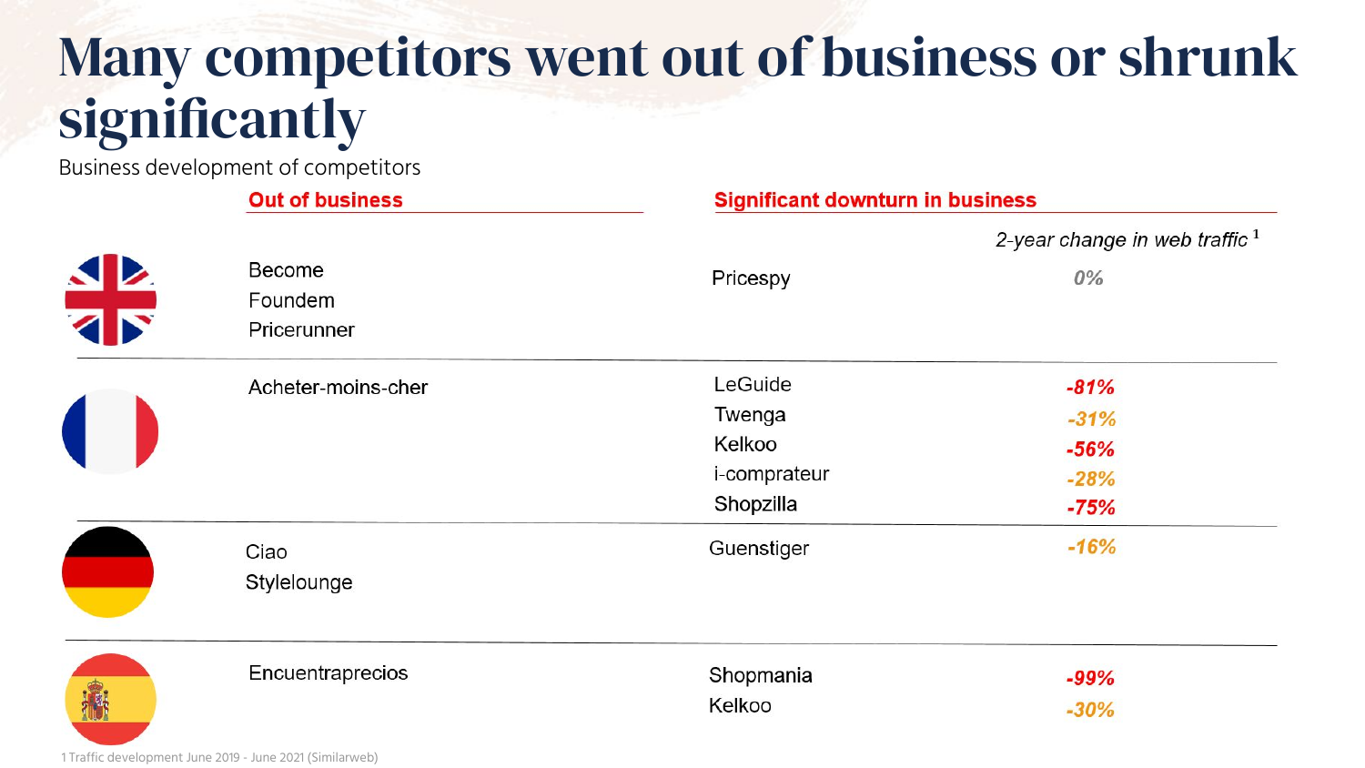# Many competitors went out of business or shrunk significantly

Business development of competitors

| Country | Out of business | Significant downturn in business | 2-year change in web traffic [1] |
|---|---|---|---|
| UK | Become<br>Foundem<br>Pricerunner | Pricespy | 0% |
| France | Acheter-moins-cher | LeGuide | -81% |
| | | Twenga | -31% |
| | | Kelkoo | -56% |
| | | i-comprateur | -28% |
| | | Shopzilla | -75% |
| Germany | Ciao<br>Stylelounge | Guenstiger | -16% |
| Spain | Encuentraprecios | Shopmania | -99% |
| | | Kelkoo | -30% |

1 Traffic development June 2019 - June 2021 (Similarweb)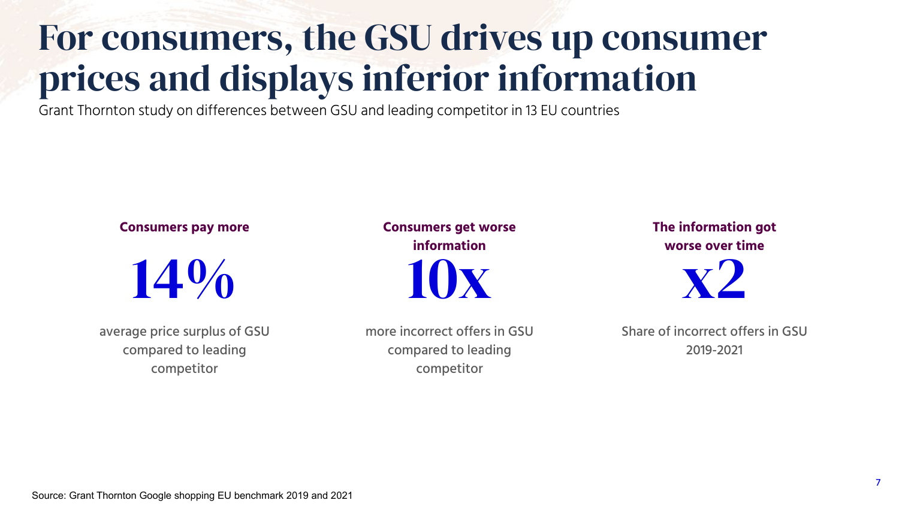# For consumers, the GSU drives up consumer prices and displays inferior information

Grant Thornton study on differences between GSU and leading competitor in 13 EU countries

**Consumers pay more**

**14%**

average price surplus of GSU compared to leading competitor

**Consumers get worse information**

**10x**

more incorrect offers in GSU compared to leading competitor

**The information got worse over time**

**x2**

Share of incorrect offers in GSU 2019-2021

Source: Grant Thornton Google shopping EU benchmark 2019 and 2021